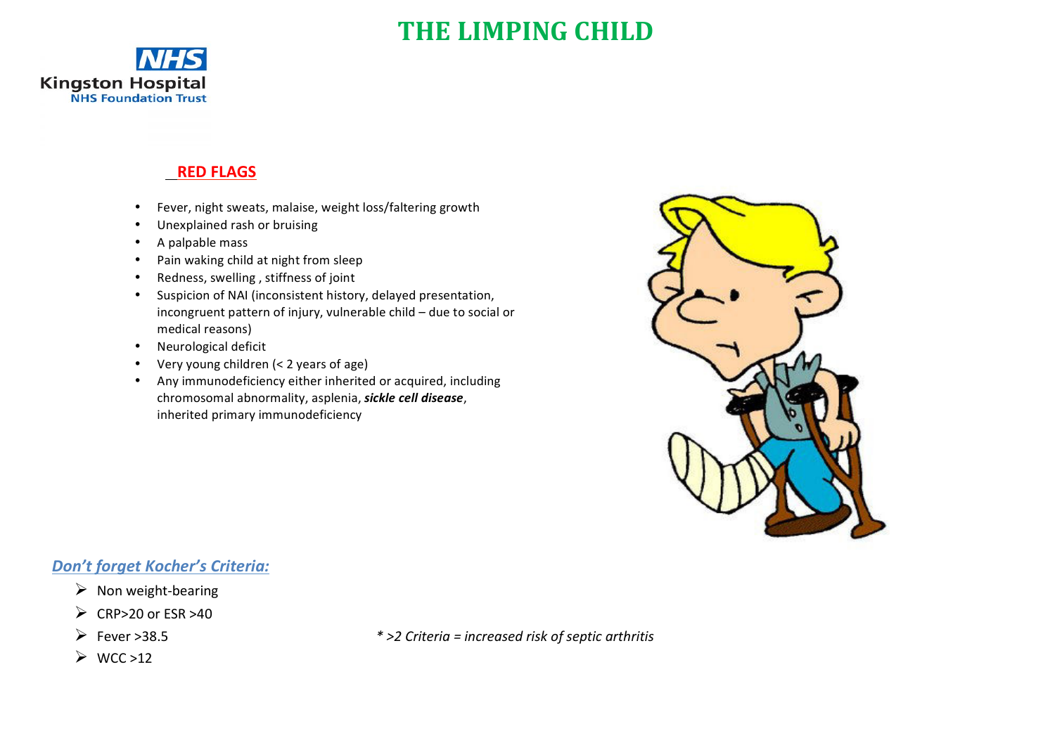# THE LIMPING CHILD

Kingston Hospital NHS Foundation Trust

## RED FLAGS

- Fever, night sweats, malaise, weight loss/faltering growth
- Unexplained rash or bruising
- A palpable mass
- Pain waking child at night from sleep
- Redness, swelling , stiffness of joint
- Suspicion of NAI (inconsistent history, delayed presentation, incongruent pattern of injury, vulnerable child – due to social or medical reasons)
- Neurological deficit
- Very young children (< 2 years of age)
- Any immunodeficiency either inherited or acquired, including chromosomal abnormality, asplenia, ***sickle cell disease***, inherited primary immunodeficiency

### *Don't forget Kocher's Criteria:*

- Non weight-bearing
- CRP>20 or ESR >40
- Fever >38.5
- WCC >12

*\* >2 Criteria = increased risk of septic arthritis*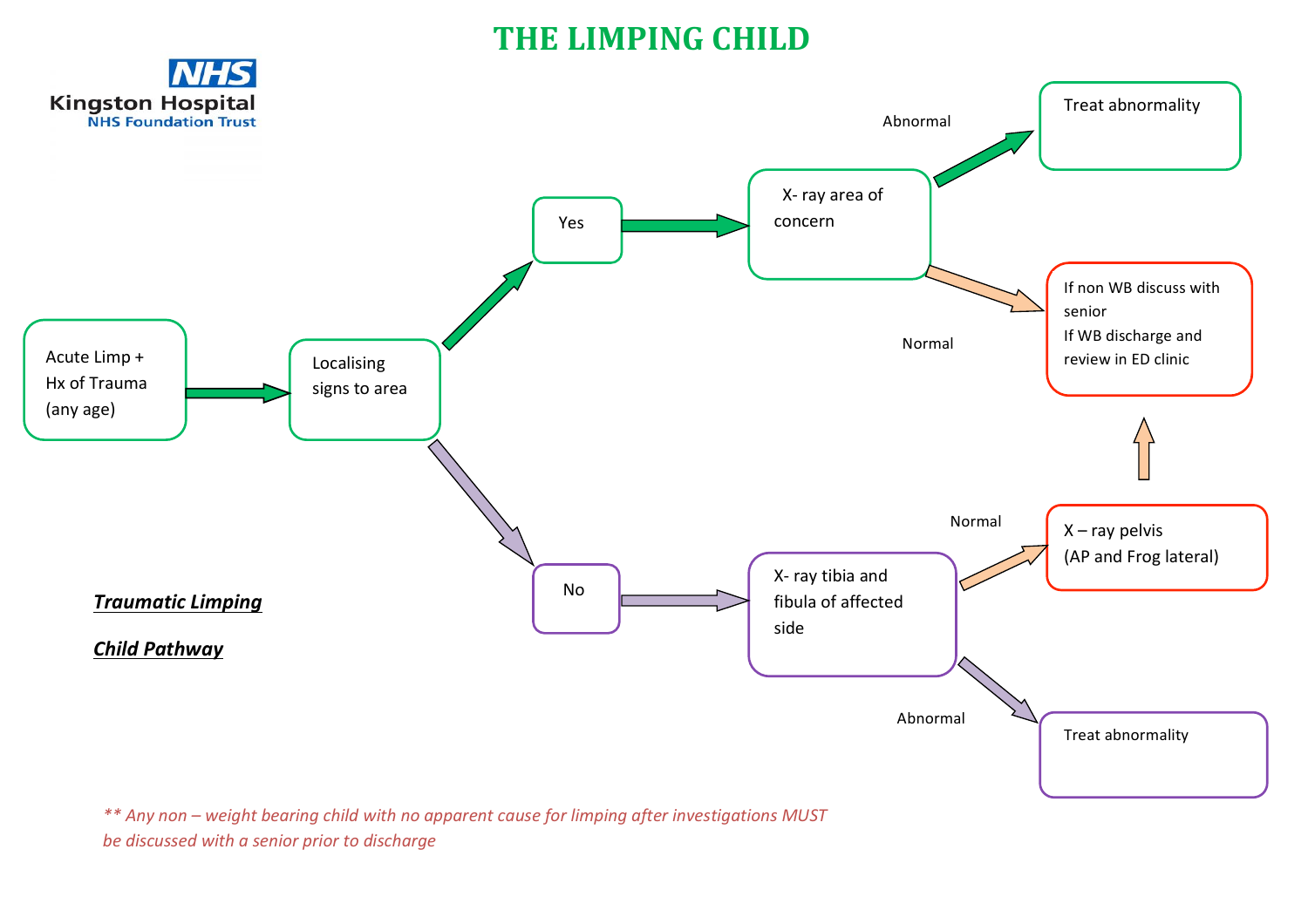# THE LIMPING CHILD

Kingston Hospital NHS Foundation Trust

***Traumatic Limping***

***Child Pathway***

- **Acute Limp + Hx of Trauma (any age)** → **Localising signs to area**
  - **Yes** → **X- ray area of concern**
    - Abnormal → **Treat abnormality**
    - Normal → **If non WB discuss with senior. If WB discharge and review in ED clinic**
  - **No** → **X- ray tibia and fibula of affected side**
    - Normal → **X – ray pelvis (AP and Frog lateral)** → **If non WB discuss with senior. If WB discharge and review in ED clinic**
    - Abnormal → **Treat abnormality**

*** Any non – weight bearing child with no apparent cause for limping after investigations MUST be discussed with a senior prior to discharge*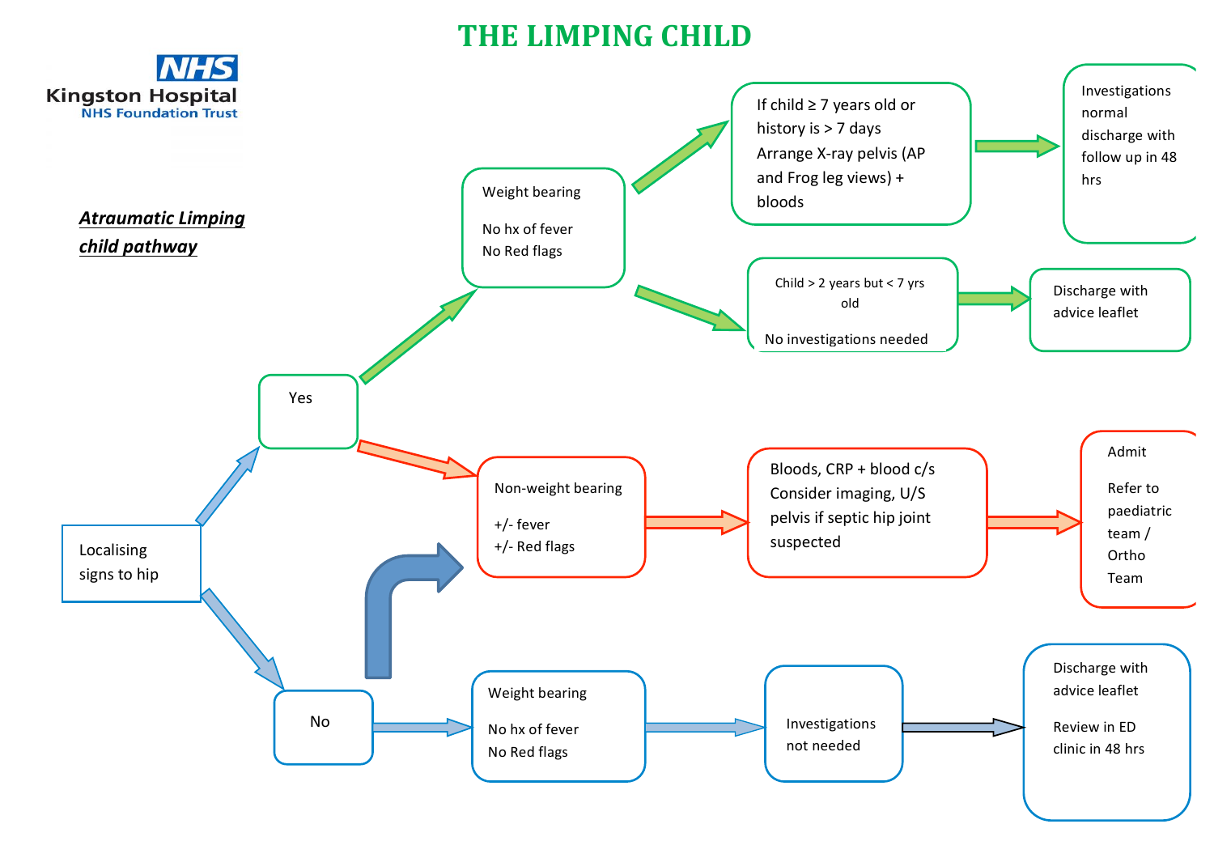# THE LIMPING CHILD

NHS Kingston Hospital NHS Foundation Trust

***Atraumatic Limping child pathway***

Localising signs to hip

Yes

Weight bearing

No hx of fever
No Red flags

If child ≥ 7 years old or history is > 7 days
Arrange X-ray pelvis (AP and Frog leg views) + bloods

Investigations normal discharge with follow up in 48 hrs

Child > 2 years but < 7 yrs old

No investigations needed

Discharge with advice leaflet

Non-weight bearing

+/- fever
+/- Red flags

Bloods, CRP + blood c/s
Consider imaging, U/S pelvis if septic hip joint suspected

Admit

Refer to paediatric team / Ortho Team

No

Weight bearing

No hx of fever
No Red flags

Investigations not needed

Discharge with advice leaflet

Review in ED clinic in 48 hrs